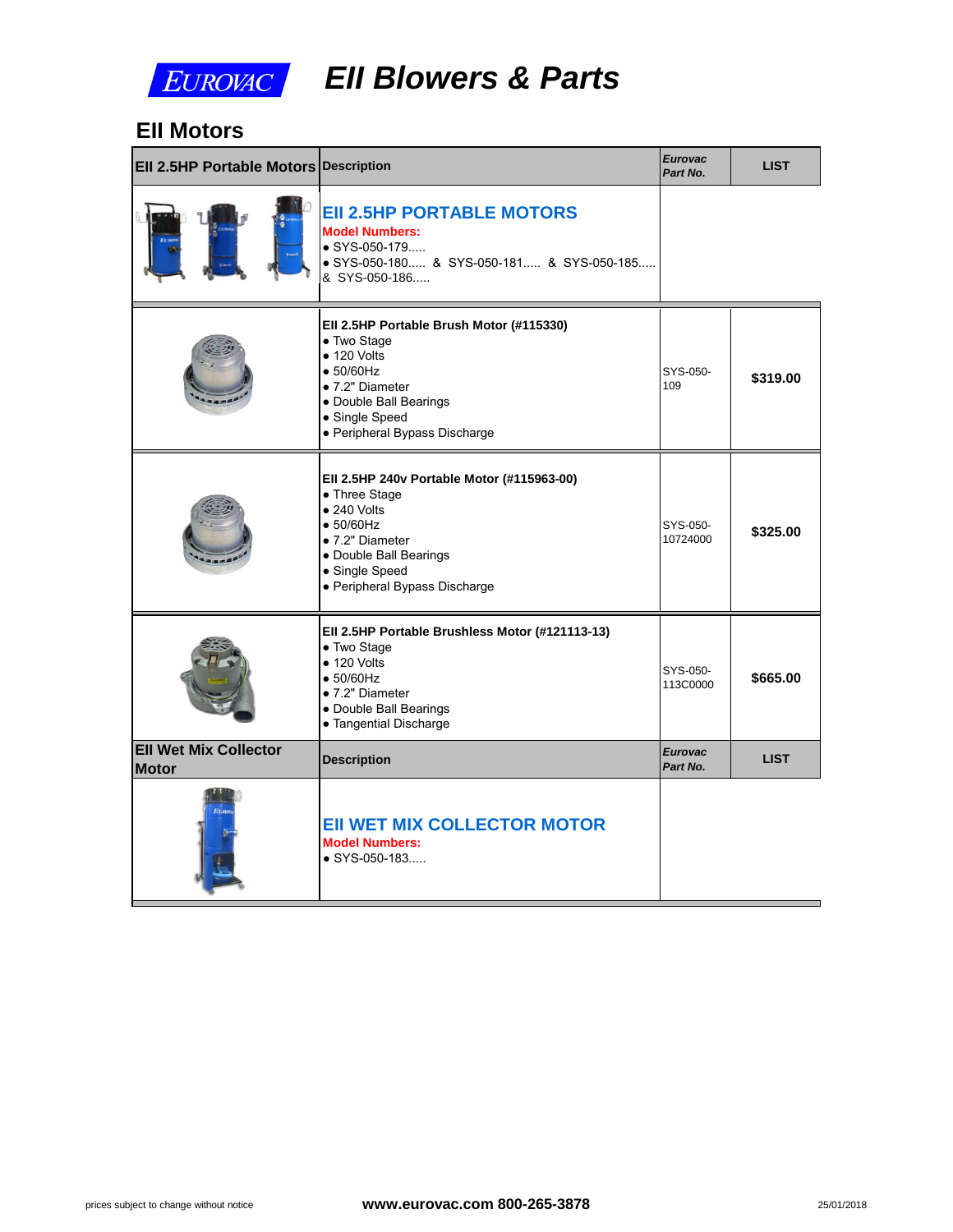EUROVAC

# EII Blowers & Parts

## EII Motors

| EII 2.5HP Portable Motors | Description | *Eurovac Part No.* | LIST |
|---|---|---|---|
| | **EII 2.5HP PORTABLE MOTORS**<br>**Model Numbers:**<br>• SYS-050-179.....<br>• SYS-050-180..... & SYS-050-181..... & SYS-050-185..... & SYS-050-186..... | | |
| | **EII 2.5HP Portable Brush Motor (#115330)**<br>• Two Stage<br>• 120 Volts<br>• 50/60Hz<br>• 7.2" Diameter<br>• Double Ball Bearings<br>• Single Speed<br>• Peripheral Bypass Discharge | SYS-050-109 | **$319.00** |
| | **EII 2.5HP 240v Portable Motor (#115963-00)**<br>• Three Stage<br>• 240 Volts<br>• 50/60Hz<br>• 7.2" Diameter<br>• Double Ball Bearings<br>• Single Speed<br>• Peripheral Bypass Discharge | SYS-050-10724000 | **$325.00** |
| | **EII 2.5HP Portable Brushless Motor (#121113-13)**<br>• Two Stage<br>• 120 Volts<br>• 50/60Hz<br>• 7.2" Diameter<br>• Double Ball Bearings<br>• Tangential Discharge | SYS-050-113C0000 | **$665.00** |

| EII Wet Mix Collector Motor | Description | *Eurovac Part No.* | LIST |
|---|---|---|---|
| | **EII WET MIX COLLECTOR MOTOR**<br>**Model Numbers:**<br>• SYS-050-183..... | | |

prices subject to change without notice

**www.eurovac.com 800-265-3878**

25/01/2018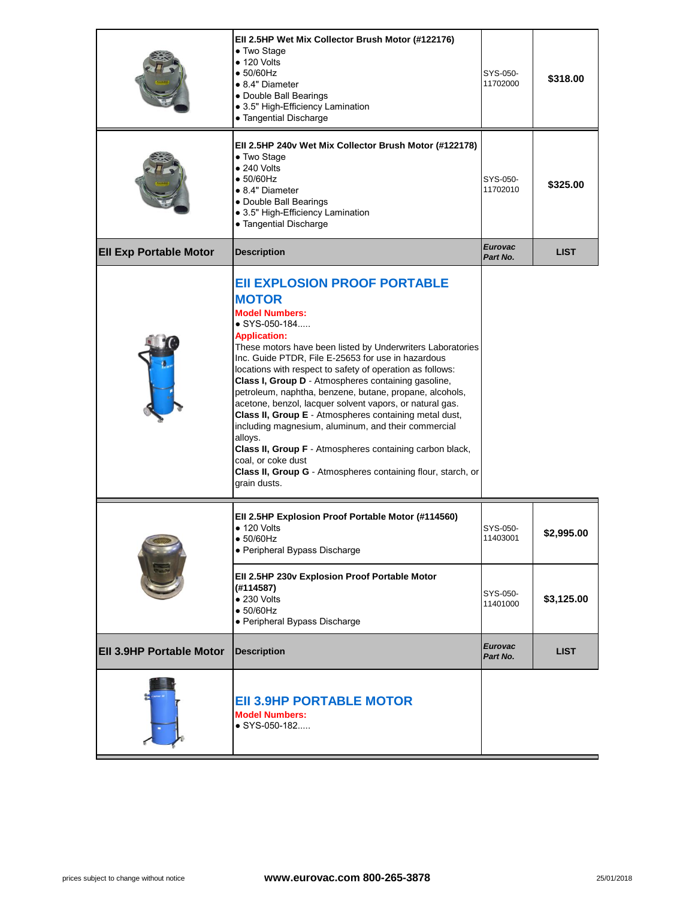| | | | |
|---|---|---|---|
| | **EII 2.5HP Wet Mix Collector Brush Motor (#122176)**<br>• Two Stage<br>• 120 Volts<br>• 50/60Hz<br>• 8.4" Diameter<br>• Double Ball Bearings<br>• 3.5" High-Efficiency Lamination<br>• Tangential Discharge | SYS-050-11702000 | **$318.00** |
| | **EII 2.5HP 240v Wet Mix Collector Brush Motor (#122178)**<br>• Two Stage<br>• 240 Volts<br>• 50/60Hz<br>• 8.4" Diameter<br>• Double Ball Bearings<br>• 3.5" High-Efficiency Lamination<br>• Tangential Discharge | SYS-050-11702010 | **$325.00** |

| **EII Exp Portable Motor** | **Description** | ***Eurovac Part No.*** | **LIST** |
|---|---|---|---|
| | **EII EXPLOSION PROOF PORTABLE MOTOR**<br>**Model Numbers:**<br>• SYS-050-184.....<br>**Application:**<br>These motors have been listed by Underwriters Laboratories Inc. Guide PTDR, File E-25653 for use in hazardous locations with respect to safety of operation as follows:<br>**Class I, Group D** - Atmospheres containing gasoline, petroleum, naphtha, benzene, butane, propane, alcohols, acetone, benzol, lacquer solvent vapors, or natural gas.<br>**Class II, Group E** - Atmospheres containing metal dust, including magnesium, aluminum, and their commercial alloys.<br>**Class II, Group F** - Atmospheres containing carbon black, coal, or coke dust<br>**Class II, Group G** - Atmospheres containing flour, starch, or grain dusts. | | |
| | **EII 2.5HP Explosion Proof Portable Motor (#114560)**<br>• 120 Volts<br>• 50/60Hz<br>• Peripheral Bypass Discharge | SYS-050-11403001 | **$2,995.00** |
| | **EII 2.5HP 230v Explosion Proof Portable Motor (#114587)**<br>• 230 Volts<br>• 50/60Hz<br>• Peripheral Bypass Discharge | SYS-050-11401000 | **$3,125.00** |

| **EII 3.9HP Portable Motor** | **Description** | ***Eurovac Part No.*** | **LIST** |
|---|---|---|---|
| | **EII 3.9HP PORTABLE MOTOR**<br>**Model Numbers:**<br>• SYS-050-182..... | | |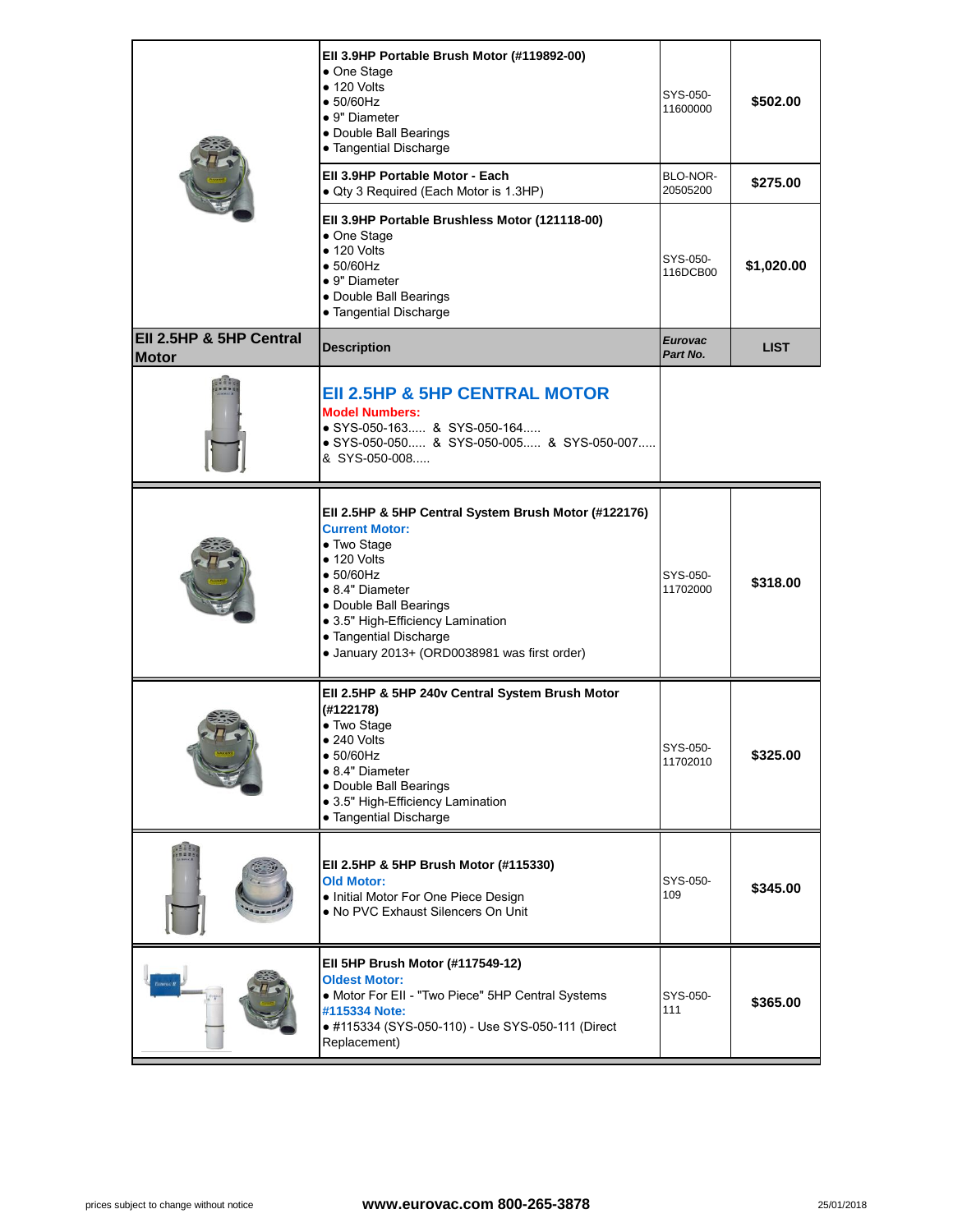| | | | |
|---|---|---|---|
| | **EII 3.9HP Portable Brush Motor (#119892-00)**<br>• One Stage<br>• 120 Volts<br>• 50/60Hz<br>• 9" Diameter<br>• Double Ball Bearings<br>• Tangential Discharge | SYS-050-11600000 | **$502.00** |
| | **EII 3.9HP Portable Motor - Each**<br>• Qty 3 Required (Each Motor is 1.3HP) | BLO-NOR-20505200 | **$275.00** |
| | **EII 3.9HP Portable Brushless Motor (121118-00)**<br>• One Stage<br>• 120 Volts<br>• 50/60Hz<br>• 9" Diameter<br>• Double Ball Bearings<br>• Tangential Discharge | SYS-050-116DCB00 | **$1,020.00** |
| **EII 2.5HP & 5HP Central Motor** | **Description** | ***Eurovac Part No.*** | **LIST** |
| | **EII 2.5HP & 5HP CENTRAL MOTOR**<br>**Model Numbers:**<br>• SYS-050-163..... & SYS-050-164.....<br>• SYS-050-050..... & SYS-050-005..... & SYS-050-007..... & SYS-050-008..... | | |
| | **EII 2.5HP & 5HP Central System Brush Motor (#122176)**<br>**Current Motor:**<br>• Two Stage<br>• 120 Volts<br>• 50/60Hz<br>• 8.4" Diameter<br>• Double Ball Bearings<br>• 3.5" High-Efficiency Lamination<br>• Tangential Discharge<br>• January 2013+ (ORD0038981 was first order) | SYS-050-11702000 | **$318.00** |
| | **EII 2.5HP & 5HP 240v Central System Brush Motor (#122178)**<br>• Two Stage<br>• 240 Volts<br>• 50/60Hz<br>• 8.4" Diameter<br>• Double Ball Bearings<br>• 3.5" High-Efficiency Lamination<br>• Tangential Discharge | SYS-050-11702010 | **$325.00** |
| | **EII 2.5HP & 5HP Brush Motor (#115330)**<br>**Old Motor:**<br>• Initial Motor For One Piece Design<br>• No PVC Exhaust Silencers On Unit | SYS-050-109 | **$345.00** |
| | **EII 5HP Brush Motor (#117549-12)**<br>**Oldest Motor:**<br>• Motor For EII - "Two Piece" 5HP Central Systems<br>**#115334 Note:**<br>• #115334 (SYS-050-110) - Use SYS-050-111 (Direct Replacement) | SYS-050-111 | **$365.00** |

prices subject to change without notice — www.eurovac.com 800-265-3878 — 25/01/2018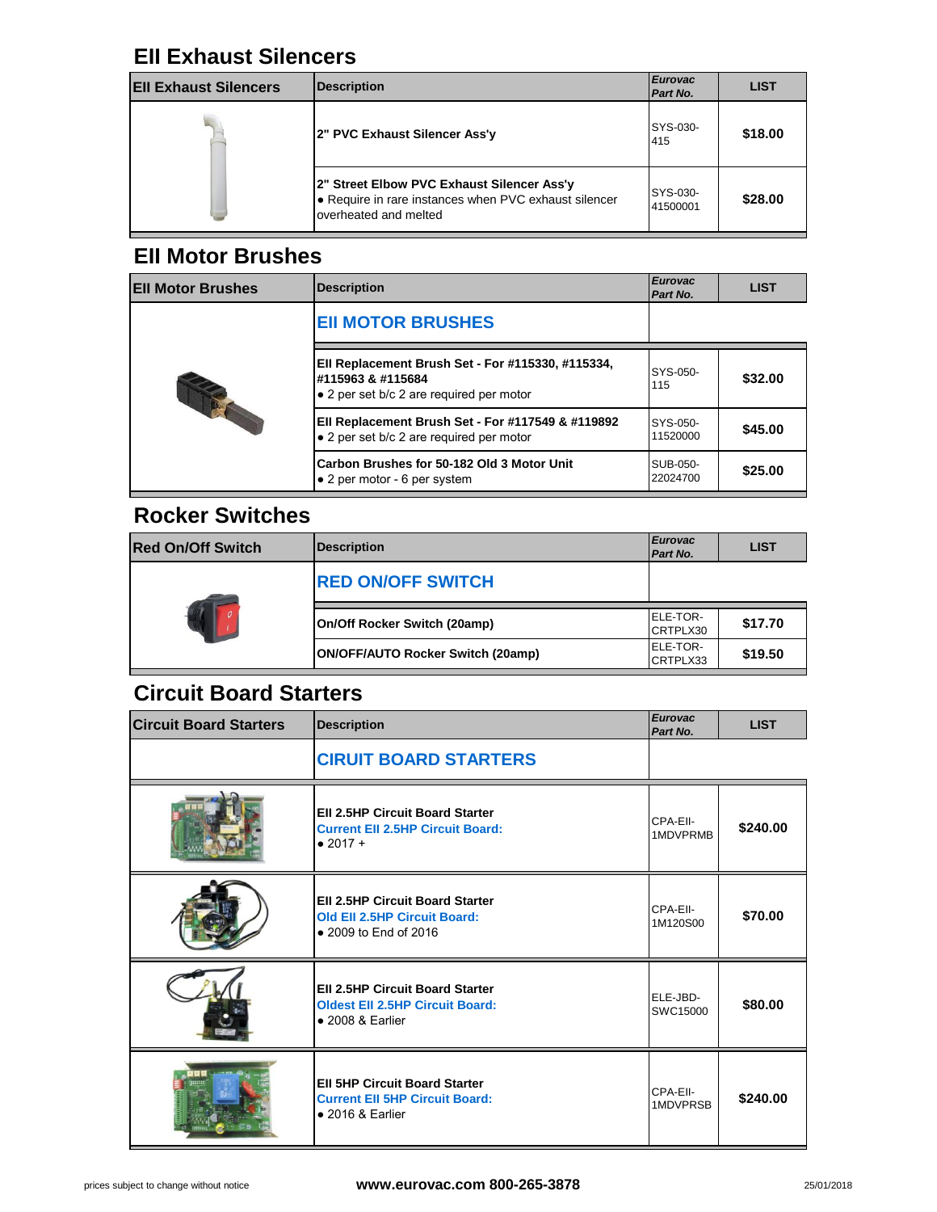## EII Exhaust Silencers

| EII Exhaust Silencers | Description | *Eurovac Part No.* | LIST |
|---|---|---|---|
| | **2" PVC Exhaust Silencer Ass'y** | SYS-030-415 | **$18.00** |
| | **2" Street Elbow PVC Exhaust Silencer Ass'y** • Require in rare instances when PVC exhaust silencer overheated and melted | SYS-030-41500001 | **$28.00** |

## EII Motor Brushes

| EII Motor Brushes | Description | *Eurovac Part No.* | LIST |
|---|---|---|---|
| | **EII MOTOR BRUSHES** | | |
| | **EII Replacement Brush Set - For #115330, #115334, #115963 & #115684** • 2 per set b/c 2 are required per motor | SYS-050-115 | **$32.00** |
| | **EII Replacement Brush Set - For #117549 & #119892** • 2 per set b/c 2 are required per motor | SYS-050-11520000 | **$45.00** |
| | **Carbon Brushes for 50-182 Old 3 Motor Unit** • 2 per motor - 6 per system | SUB-050-22024700 | **$25.00** |

## Rocker Switches

| Red On/Off Switch | Description | *Eurovac Part No.* | LIST |
|---|---|---|---|
| | **RED ON/OFF SWITCH** | | |
| | **On/Off Rocker Switch (20amp)** | ELE-TOR-CRTPLX30 | **$17.70** |
| | **ON/OFF/AUTO Rocker Switch (20amp)** | ELE-TOR-CRTPLX33 | **$19.50** |

## Circuit Board Starters

| Circuit Board Starters | Description | *Eurovac Part No.* | LIST |
|---|---|---|---|
| | **CIRUIT BOARD STARTERS** | | |
| | **EII 2.5HP Circuit Board Starter** **Current EII 2.5HP Circuit Board:** • 2017 + | CPA-EII-1MDVPRMB | **$240.00** |
| | **EII 2.5HP Circuit Board Starter** **Old EII 2.5HP Circuit Board:** • 2009 to End of 2016 | CPA-EII-1M120S00 | **$70.00** |
| | **EII 2.5HP Circuit Board Starter** **Oldest EII 2.5HP Circuit Board:** • 2008 & Earlier | ELE-JBD-SWC15000 | **$80.00** |
| | **EII 5HP Circuit Board Starter** **Current EII 5HP Circuit Board:** • 2016 & Earlier | CPA-EII-1MDVPRSB | **$240.00** |

prices subject to change without notice **www.eurovac.com 800-265-3878** 25/01/2018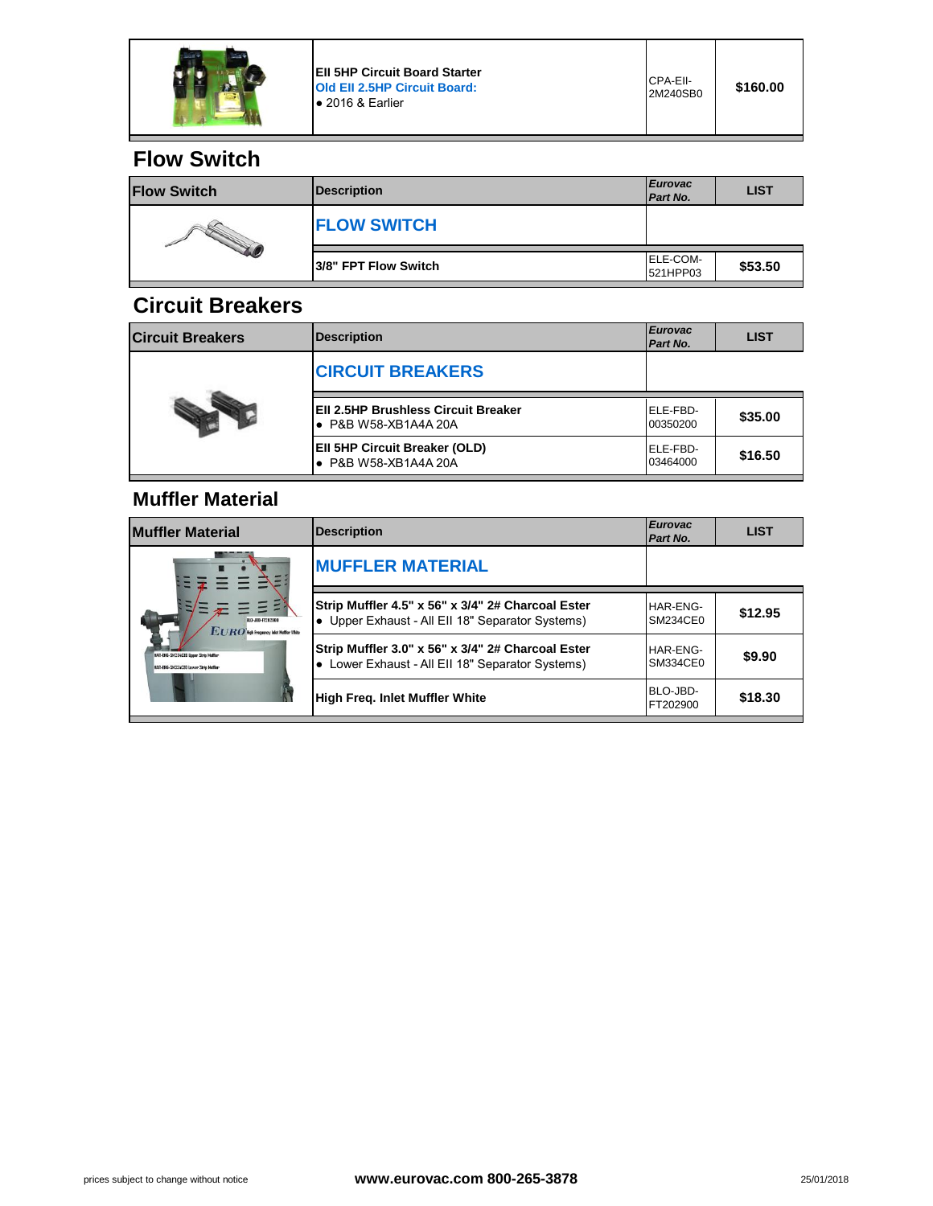| | Description | Eurovac Part No. | LIST |
|---|---|---|---|
| | **EII 5HP Circuit Board Starter**<br>Old EII 2.5HP Circuit Board:<br>• 2016 & Earlier | CPA-EII-2M240SB0 | **$160.00** |

## Flow Switch

| Flow Switch | Description | *Eurovac Part No.* | LIST |
|---|---|---|---|
| | **FLOW SWITCH** | | |
| | **3/8" FPT Flow Switch** | ELE-COM-521HPP03 | **$53.50** |

## Circuit Breakers

| Circuit Breakers | Description | *Eurovac Part No.* | LIST |
|---|---|---|---|
| | **CIRCUIT BREAKERS** | | |
| | **EII 2.5HP Brushless Circuit Breaker**<br>• P&B W58-XB1A4A 20A | ELE-FBD-00350200 | **$35.00** |
| | **EII 5HP Circuit Breaker (OLD)**<br>• P&B W58-XB1A4A 20A | ELE-FBD-03464000 | **$16.50** |

## Muffler Material

| Muffler Material | Description | *Eurovac Part No.* | LIST |
|---|---|---|---|
| | **MUFFLER MATERIAL** | | |
| | **Strip Muffler 4.5" x 56" x 3/4" 2# Charcoal Ester**<br>• Upper Exhaust - All EII 18" Separator Systems) | HAR-ENG-SM234CE0 | **$12.95** |
| | **Strip Muffler 3.0" x 56" x 3/4" 2# Charcoal Ester**<br>• Lower Exhaust - All EII 18" Separator Systems) | HAR-ENG-SM334CE0 | **$9.90** |
| | **High Freq. Inlet Muffler White** | BLO-JBD-FT202900 | **$18.30** |

prices subject to change without notice **www.eurovac.com 800-265-3878** 25/01/2018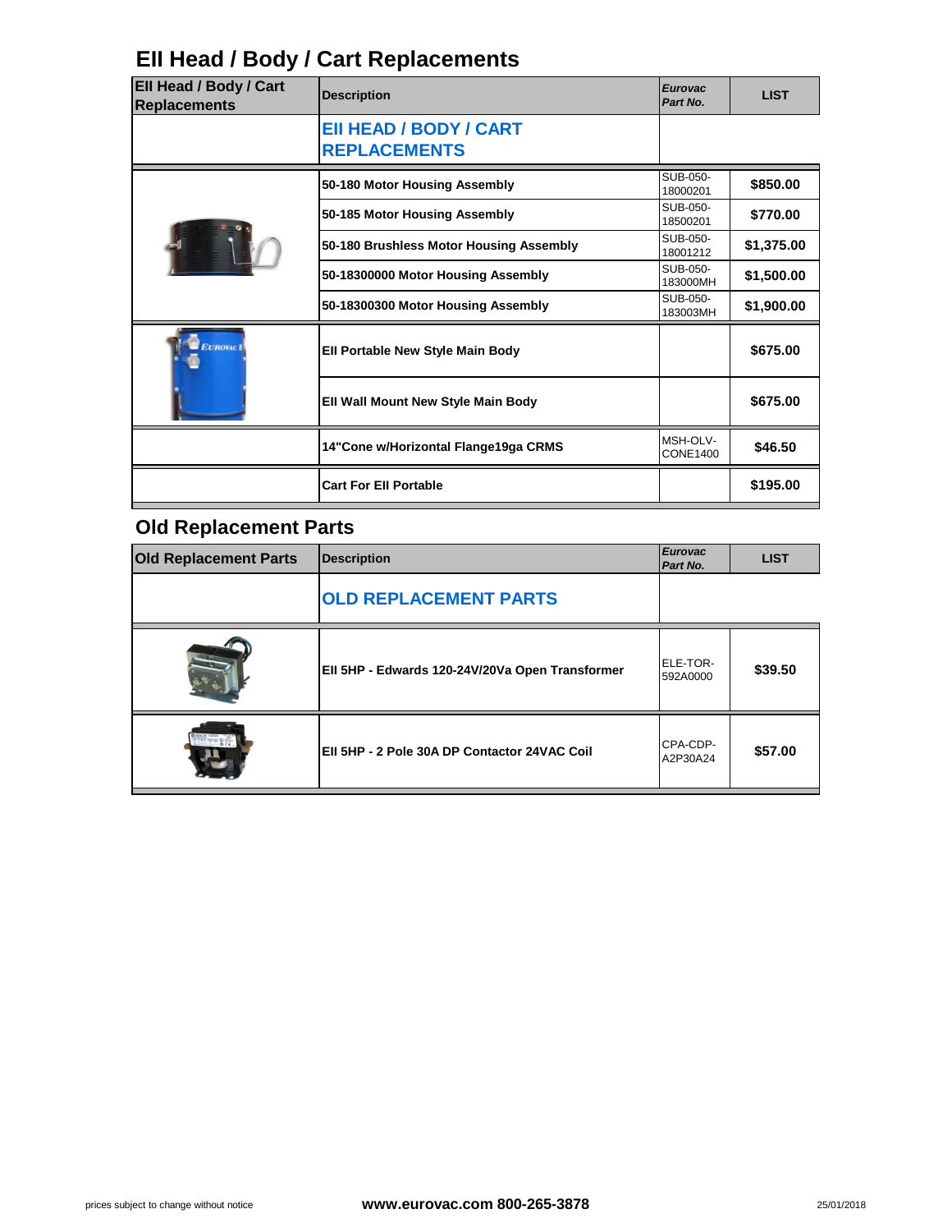# EII Head / Body / Cart Replacements

| EII Head / Body / Cart Replacements | Description | *Eurovac Part No.* | LIST |
|---|---|---|---|
| | **EII HEAD / BODY / CART REPLACEMENTS** | | |
| | **50-180 Motor Housing Assembly** | SUB-050-18000201 | **$850.00** |
| | **50-185 Motor Housing Assembly** | SUB-050-18500201 | **$770.00** |
| | **50-180 Brushless Motor Housing Assembly** | SUB-050-18001212 | **$1,375.00** |
| | **50-18300000 Motor Housing Assembly** | SUB-050-183000MH | **$1,500.00** |
| | **50-18300300 Motor Housing Assembly** | SUB-050-183003MH | **$1,900.00** |
| | **EII Portable New Style Main Body** | | **$675.00** |
| | **EII Wall Mount New Style Main Body** | | **$675.00** |
| | **14"Cone w/Horizontal Flange19ga CRMS** | MSH-OLV-CONE1400 | **$46.50** |
| | **Cart For EII Portable** | | **$195.00** |

# Old Replacement Parts

| Old Replacement Parts | Description | *Eurovac Part No.* | LIST |
|---|---|---|---|
| | **OLD REPLACEMENT PARTS** | | |
| | **EII 5HP - Edwards 120-24V/20Va Open Transformer** | ELE-TOR-592A0000 | **$39.50** |
| | **EII 5HP - 2 Pole 30A DP Contactor 24VAC Coil** | CPA-CDP-A2P30A24 | **$57.00** |

prices subject to change without notice **www.eurovac.com 800-265-3878** 25/01/2018